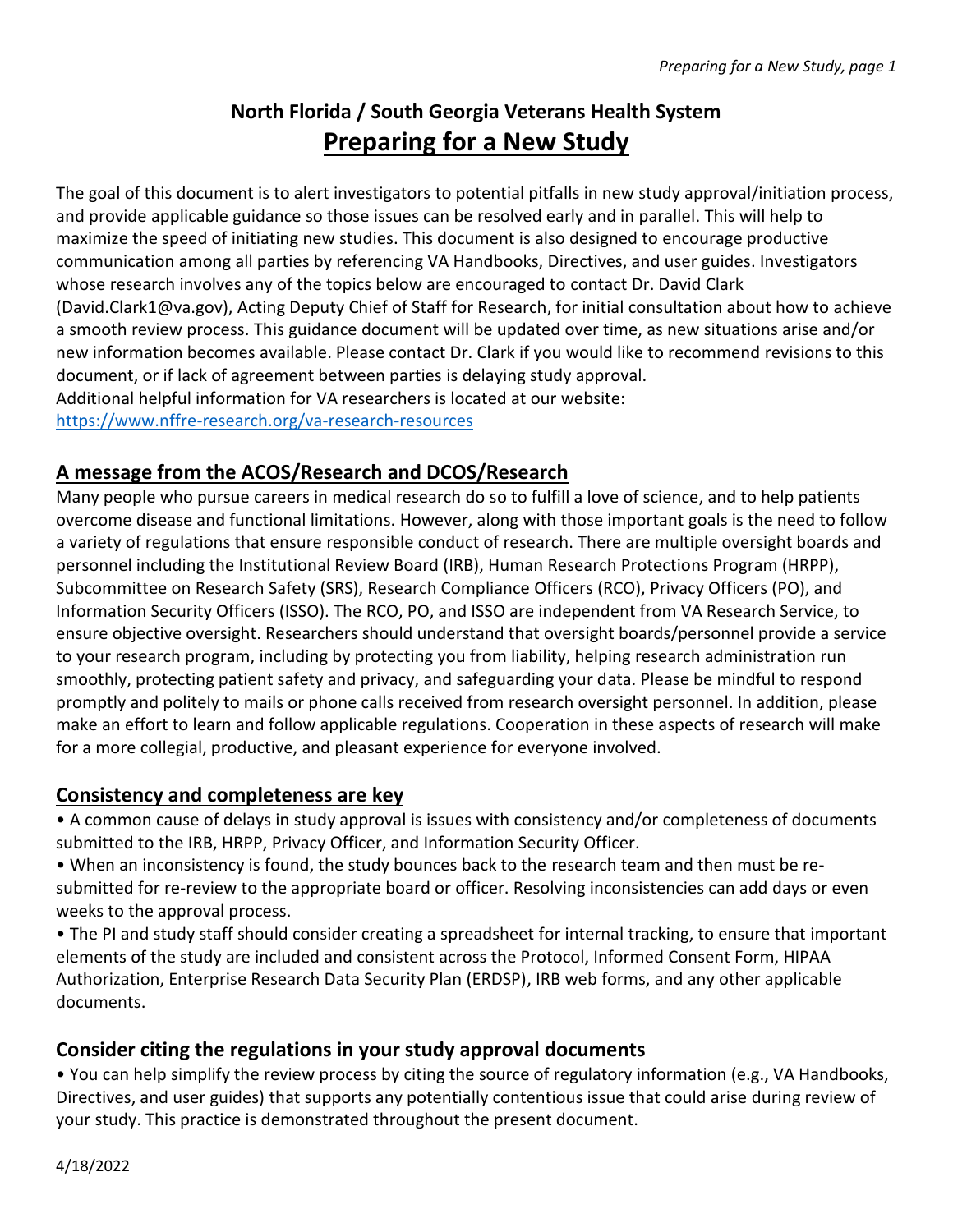# North Florida / South Georgia Veterans Health System

# Preparing for a New Study

The goal of this document is to alert investigators to potential pitfalls in new study approval/initiation process, and provide applicable guidance so those issues can be resolved early and in parallel. This will help to maximize the speed of initiating new studies. This document is also designed to encourage productive communication among all parties by referencing VA Handbooks, Directives, and user guides. Investigators whose research involves any of the topics below are encouraged to contact Dr. David Clark (David.Clark1@va.gov), Acting Deputy Chief of Staff for Research, for initial consultation about how to achieve a smooth review process. This guidance document will be updated over time, as new situations arise and/or new information becomes available. Please contact Dr. Clark if you would like to recommend revisions to this document, or if lack of agreement between parties is delaying study approval.
Additional helpful information for VA researchers is located at our website:
https://www.nffre-research.org/va-research-resources

## A message from the ACOS/Research and DCOS/Research

Many people who pursue careers in medical research do so to fulfill a love of science, and to help patients overcome disease and functional limitations. However, along with those important goals is the need to follow a variety of regulations that ensure responsible conduct of research. There are multiple oversight boards and personnel including the Institutional Review Board (IRB), Human Research Protections Program (HRPP), Subcommittee on Research Safety (SRS), Research Compliance Officers (RCO), Privacy Officers (PO), and Information Security Officers (ISSO). The RCO, PO, and ISSO are independent from VA Research Service, to ensure objective oversight. Researchers should understand that oversight boards/personnel provide a service to your research program, including by protecting you from liability, helping research administration run smoothly, protecting patient safety and privacy, and safeguarding your data. Please be mindful to respond promptly and politely to mails or phone calls received from research oversight personnel. In addition, please make an effort to learn and follow applicable regulations. Cooperation in these aspects of research will make for a more collegial, productive, and pleasant experience for everyone involved.

## Consistency and completeness are key

- A common cause of delays in study approval is issues with consistency and/or completeness of documents submitted to the IRB, HRPP, Privacy Officer, and Information Security Officer.
- When an inconsistency is found, the study bounces back to the research team and then must be re-submitted for re-review to the appropriate board or officer. Resolving inconsistencies can add days or even weeks to the approval process.
- The PI and study staff should consider creating a spreadsheet for internal tracking, to ensure that important elements of the study are included and consistent across the Protocol, Informed Consent Form, HIPAA Authorization, Enterprise Research Data Security Plan (ERDSP), IRB web forms, and any other applicable documents.

## Consider citing the regulations in your study approval documents

- You can help simplify the review process by citing the source of regulatory information (e.g., VA Handbooks, Directives, and user guides) that supports any potentially contentious issue that could arise during review of your study. This practice is demonstrated throughout the present document.

4/18/2022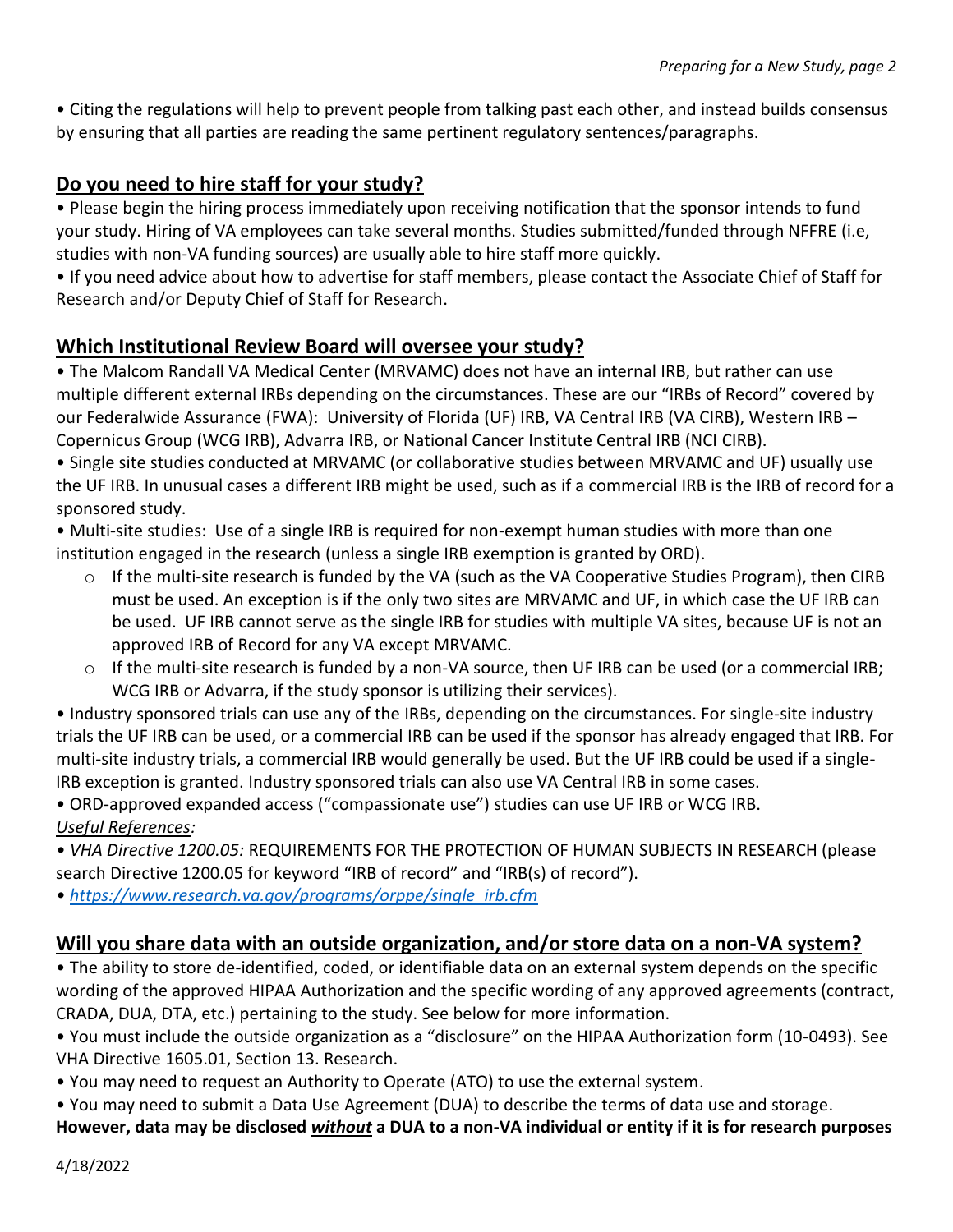• Citing the regulations will help to prevent people from talking past each other, and instead builds consensus by ensuring that all parties are reading the same pertinent regulatory sentences/paragraphs.

## Do you need to hire staff for your study?

• Please begin the hiring process immediately upon receiving notification that the sponsor intends to fund your study. Hiring of VA employees can take several months. Studies submitted/funded through NFFRE (i.e, studies with non-VA funding sources) are usually able to hire staff more quickly.

• If you need advice about how to advertise for staff members, please contact the Associate Chief of Staff for Research and/or Deputy Chief of Staff for Research.

## Which Institutional Review Board will oversee your study?

• The Malcom Randall VA Medical Center (MRVAMC) does not have an internal IRB, but rather can use multiple different external IRBs depending on the circumstances. These are our "IRBs of Record" covered by our Federalwide Assurance (FWA): University of Florida (UF) IRB, VA Central IRB (VA CIRB), Western IRB – Copernicus Group (WCG IRB), Advarra IRB, or National Cancer Institute Central IRB (NCI CIRB).

• Single site studies conducted at MRVAMC (or collaborative studies between MRVAMC and UF) usually use the UF IRB. In unusual cases a different IRB might be used, such as if a commercial IRB is the IRB of record for a sponsored study.

• Multi-site studies: Use of a single IRB is required for non-exempt human studies with more than one institution engaged in the research (unless a single IRB exemption is granted by ORD).

- If the multi-site research is funded by the VA (such as the VA Cooperative Studies Program), then CIRB must be used. An exception is if the only two sites are MRVAMC and UF, in which case the UF IRB can be used. UF IRB cannot serve as the single IRB for studies with multiple VA sites, because UF is not an approved IRB of Record for any VA except MRVAMC.
- If the multi-site research is funded by a non-VA source, then UF IRB can be used (or a commercial IRB; WCG IRB or Advarra, if the study sponsor is utilizing their services).

• Industry sponsored trials can use any of the IRBs, depending on the circumstances. For single-site industry trials the UF IRB can be used, or a commercial IRB can be used if the sponsor has already engaged that IRB. For multi-site industry trials, a commercial IRB would generally be used. But the UF IRB could be used if a single-IRB exception is granted. Industry sponsored trials can also use VA Central IRB in some cases.

• ORD-approved expanded access ("compassionate use") studies can use UF IRB or WCG IRB.

*Useful References:*

• *VHA Directive 1200.05:* REQUIREMENTS FOR THE PROTECTION OF HUMAN SUBJECTS IN RESEARCH (please search Directive 1200.05 for keyword "IRB of record" and "IRB(s) of record").

• *https://www.research.va.gov/programs/orppe/single_irb.cfm*

## Will you share data with an outside organization, and/or store data on a non-VA system?

• The ability to store de-identified, coded, or identifiable data on an external system depends on the specific wording of the approved HIPAA Authorization and the specific wording of any approved agreements (contract, CRADA, DUA, DTA, etc.) pertaining to the study. See below for more information.

• You must include the outside organization as a "disclosure" on the HIPAA Authorization form (10-0493). See VHA Directive 1605.01, Section 13. Research.

• You may need to request an Authority to Operate (ATO) to use the external system.

• You may need to submit a Data Use Agreement (DUA) to describe the terms of data use and storage.

**However, data may be disclosed *without* a DUA to a non-VA individual or entity if it is for research purposes**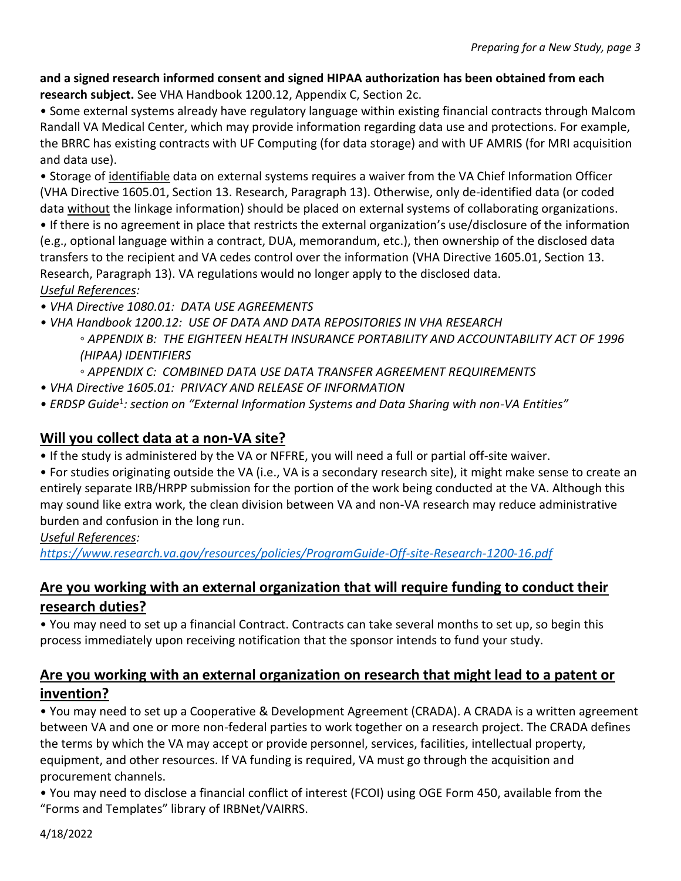**and a signed research informed consent and signed HIPAA authorization has been obtained from each research subject.** See VHA Handbook 1200.12, Appendix C, Section 2c.

• Some external systems already have regulatory language within existing financial contracts through Malcom Randall VA Medical Center, which may provide information regarding data use and protections. For example, the BRRC has existing contracts with UF Computing (for data storage) and with UF AMRIS (for MRI acquisition and data use).

• Storage of <u>identifiable</u> data on external systems requires a waiver from the VA Chief Information Officer (VHA Directive 1605.01, Section 13. Research, Paragraph 13). Otherwise, only de-identified data (or coded data <u>without</u> the linkage information) should be placed on external systems of collaborating organizations.

• If there is no agreement in place that restricts the external organization's use/disclosure of the information (e.g., optional language within a contract, DUA, memorandum, etc.), then ownership of the disclosed data transfers to the recipient and VA cedes control over the information (VHA Directive 1605.01, Section 13. Research, Paragraph 13). VA regulations would no longer apply to the disclosed data.

*<u>Useful References</u>:*

- *VHA Directive 1080.01: DATA USE AGREEMENTS*
- *VHA Handbook 1200.12: USE OF DATA AND DATA REPOSITORIES IN VHA RESEARCH*
  - *APPENDIX B: THE EIGHTEEN HEALTH INSURANCE PORTABILITY AND ACCOUNTABILITY ACT OF 1996 (HIPAA) IDENTIFIERS*
  - *APPENDIX C: COMBINED DATA USE DATA TRANSFER AGREEMENT REQUIREMENTS*
- *VHA Directive 1605.01: PRIVACY AND RELEASE OF INFORMATION*
- *ERDSP Guide[1]: section on "External Information Systems and Data Sharing with non-VA Entities"*

## <u>Will you collect data at a non-VA site?</u>

• If the study is administered by the VA or NFFRE, you will need a full or partial off-site waiver.

• For studies originating outside the VA (i.e., VA is a secondary research site), it might make sense to create an entirely separate IRB/HRPP submission for the portion of the work being conducted at the VA. Although this may sound like extra work, the clean division between VA and non-VA research may reduce administrative burden and confusion in the long run.

*<u>Useful References</u>:*

https://www.research.va.gov/resources/policies/ProgramGuide-Off-site-Research-1200-16.pdf

## <u>Are you working with an external organization that will require funding to conduct their research duties?</u>

• You may need to set up a financial Contract. Contracts can take several months to set up, so begin this process immediately upon receiving notification that the sponsor intends to fund your study.

## <u>Are you working with an external organization on research that might lead to a patent or invention?</u>

• You may need to set up a Cooperative & Development Agreement (CRADA). A CRADA is a written agreement between VA and one or more non-federal parties to work together on a research project. The CRADA defines the terms by which the VA may accept or provide personnel, services, facilities, intellectual property, equipment, and other resources. If VA funding is required, VA must go through the acquisition and procurement channels.

• You may need to disclose a financial conflict of interest (FCOI) using OGE Form 450, available from the "Forms and Templates" library of IRBNet/VAIRRS.

4/18/2022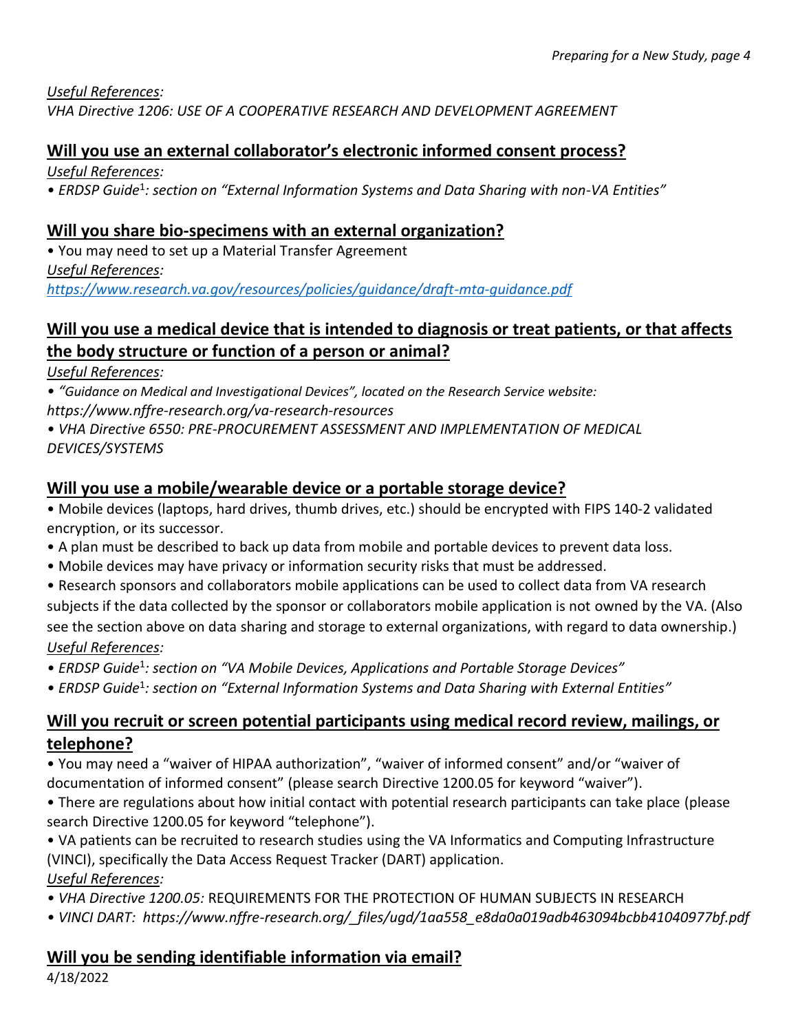*Useful References:*
*VHA Directive 1206: USE OF A COOPERATIVE RESEARCH AND DEVELOPMENT AGREEMENT*

## Will you use an external collaborator's electronic informed consent process?

*Useful References:*

- *ERDSP Guide[1]: section on "External Information Systems and Data Sharing with non-VA Entities"*

## Will you share bio-specimens with an external organization?

- You may need to set up a Material Transfer Agreement

*Useful References:*
*https://www.research.va.gov/resources/policies/guidance/draft-mta-guidance.pdf*

## Will you use a medical device that is intended to diagnosis or treat patients, or that affects the body structure or function of a person or animal?

*Useful References:*

- *"Guidance on Medical and Investigational Devices", located on the Research Service website: https://www.nffre-research.org/va-research-resources*
- *VHA Directive 6550: PRE-PROCUREMENT ASSESSMENT AND IMPLEMENTATION OF MEDICAL DEVICES/SYSTEMS*

## Will you use a mobile/wearable device or a portable storage device?

- Mobile devices (laptops, hard drives, thumb drives, etc.) should be encrypted with FIPS 140-2 validated encryption, or its successor.
- A plan must be described to back up data from mobile and portable devices to prevent data loss.
- Mobile devices may have privacy or information security risks that must be addressed.
- Research sponsors and collaborators mobile applications can be used to collect data from VA research subjects if the data collected by the sponsor or collaborators mobile application is not owned by the VA. (Also see the section above on data sharing and storage to external organizations, with regard to data ownership.)

*Useful References:*

- *ERDSP Guide[1]: section on "VA Mobile Devices, Applications and Portable Storage Devices"*
- *ERDSP Guide[1]: section on "External Information Systems and Data Sharing with External Entities"*

## Will you recruit or screen potential participants using medical record review, mailings, or telephone?

- You may need a "waiver of HIPAA authorization", "waiver of informed consent" and/or "waiver of documentation of informed consent" (please search Directive 1200.05 for keyword "waiver").
- There are regulations about how initial contact with potential research participants can take place (please search Directive 1200.05 for keyword "telephone").
- VA patients can be recruited to research studies using the VA Informatics and Computing Infrastructure (VINCI), specifically the Data Access Request Tracker (DART) application.

*Useful References:*

- *VHA Directive 1200.05:* REQUIREMENTS FOR THE PROTECTION OF HUMAN SUBJECTS IN RESEARCH
- *VINCI DART: https://www.nffre-research.org/_files/ugd/1aa558_e8da0a019adb463094bcbb41040977bf.pdf*

## Will you be sending identifiable information via email?

4/18/2022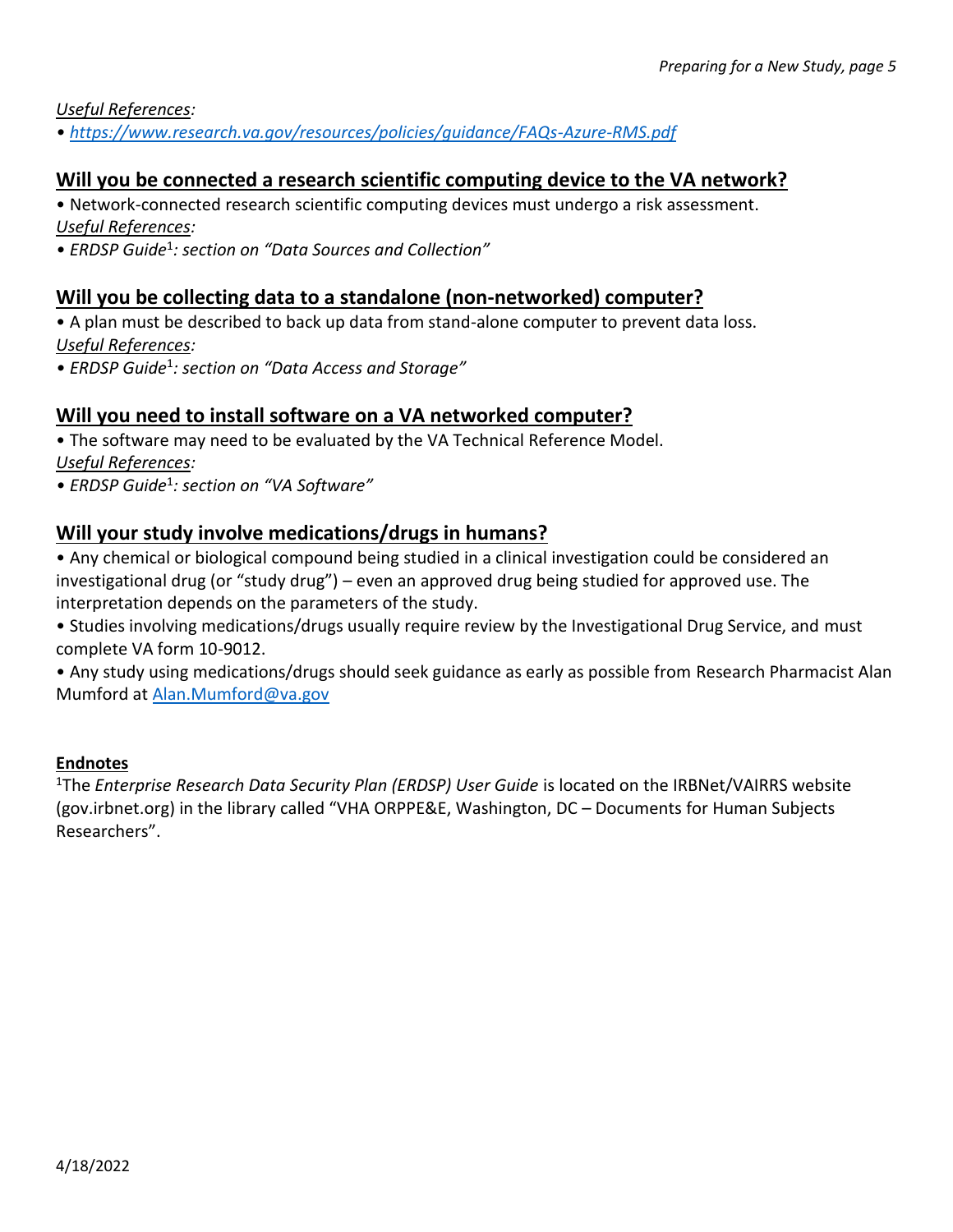*Useful References:*

• *https://www.research.va.gov/resources/policies/guidance/FAQs-Azure-RMS.pdf*

## Will you be connected a research scientific computing device to the VA network?

• Network-connected research scientific computing devices must undergo a risk assessment.

*Useful References:*

• *ERDSP Guide[1]: section on "Data Sources and Collection"*

## Will you be collecting data to a standalone (non-networked) computer?

• A plan must be described to back up data from stand-alone computer to prevent data loss.

*Useful References:*

• *ERDSP Guide[1]: section on "Data Access and Storage"*

## Will you need to install software on a VA networked computer?

• The software may need to be evaluated by the VA Technical Reference Model.

*Useful References:*

• *ERDSP Guide[1]: section on "VA Software"*

## Will your study involve medications/drugs in humans?

• Any chemical or biological compound being studied in a clinical investigation could be considered an investigational drug (or "study drug") – even an approved drug being studied for approved use. The interpretation depends on the parameters of the study.

• Studies involving medications/drugs usually require review by the Investigational Drug Service, and must complete VA form 10-9012.

• Any study using medications/drugs should seek guidance as early as possible from Research Pharmacist Alan Mumford at Alan.Mumford@va.gov

**Endnotes**

[1]The *Enterprise Research Data Security Plan (ERDSP) User Guide* is located on the IRBNet/VAIRRS website (gov.irbnet.org) in the library called "VHA ORPPE&E, Washington, DC – Documents for Human Subjects Researchers".

4/18/2022